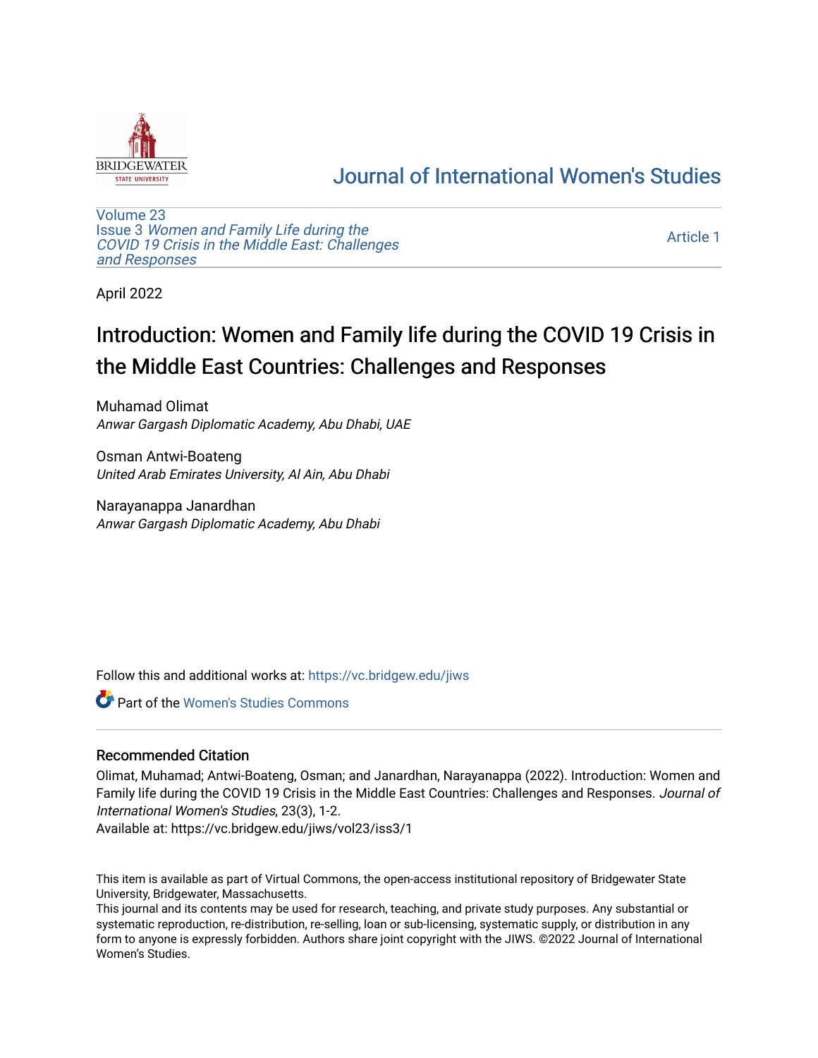Journal of International Women's Studies

Volume 23
Issue 3 *Women and Family Life during the COVID 19 Crisis in the Middle East: Challenges and Responses*

Article 1

April 2022

# Introduction: Women and Family life during the COVID 19 Crisis in the Middle East Countries: Challenges and Responses

Muhamad Olimat
*Anwar Gargash Diplomatic Academy, Abu Dhabi, UAE*

Osman Antwi-Boateng
*United Arab Emirates University, Al Ain, Abu Dhabi*

Narayanappa Janardhan
*Anwar Gargash Diplomatic Academy, Abu Dhabi*

Follow this and additional works at: https://vc.bridgew.edu/jiws

Part of the Women's Studies Commons

## Recommended Citation

Olimat, Muhamad; Antwi-Boateng, Osman; and Janardhan, Narayanappa (2022). Introduction: Women and Family life during the COVID 19 Crisis in the Middle East Countries: Challenges and Responses. *Journal of International Women's Studies*, 23(3), 1-2.
Available at: https://vc.bridgew.edu/jiws/vol23/iss3/1

This item is available as part of Virtual Commons, the open-access institutional repository of Bridgewater State University, Bridgewater, Massachusetts.
This journal and its contents may be used for research, teaching, and private study purposes. Any substantial or systematic reproduction, re-distribution, re-selling, loan or sub-licensing, systematic supply, or distribution in any form to anyone is expressly forbidden. Authors share joint copyright with the JIWS. ©2022 Journal of International Women's Studies.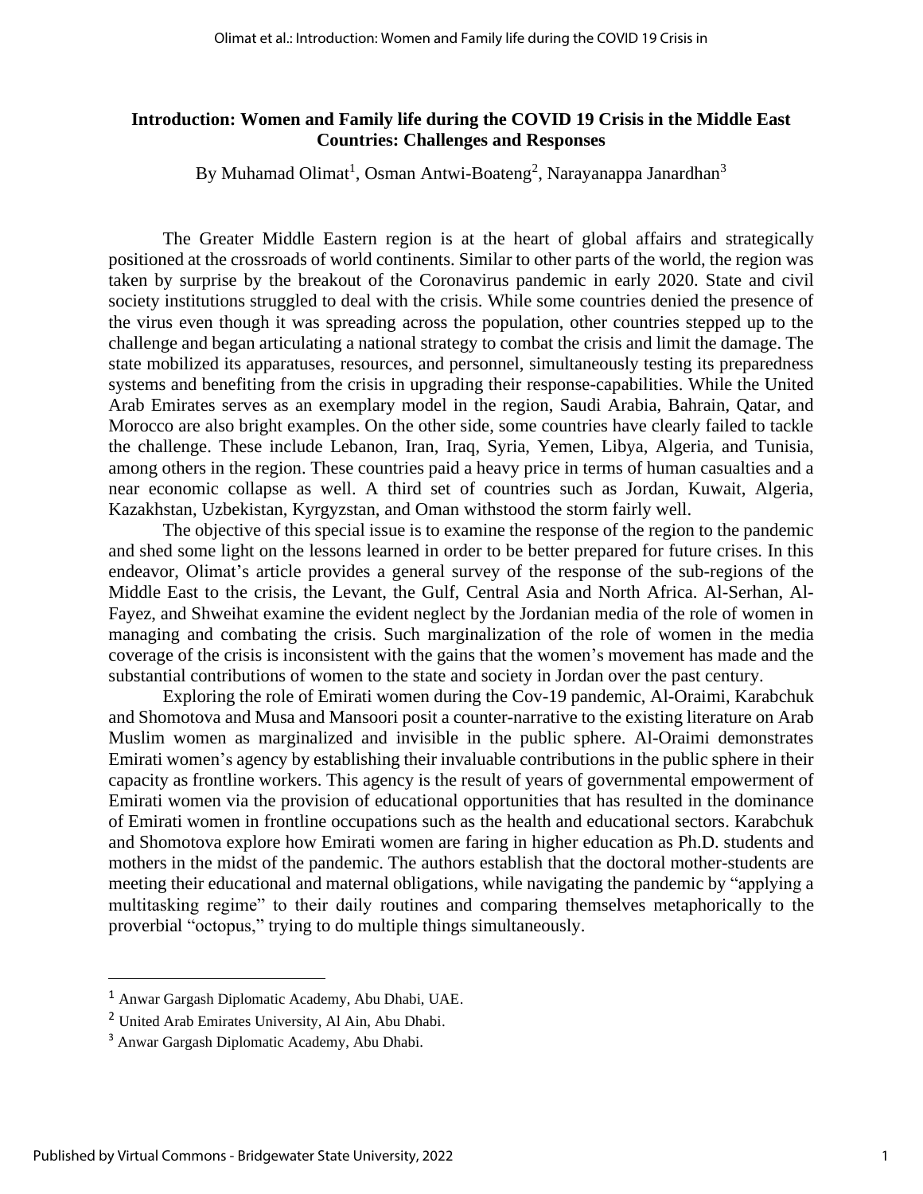## Introduction: Women and Family life during the COVID 19 Crisis in the Middle East Countries: Challenges and Responses

By Muhamad Olimat[1], Osman Antwi-Boateng[2], Narayanappa Janardhan[3]

The Greater Middle Eastern region is at the heart of global affairs and strategically positioned at the crossroads of world continents. Similar to other parts of the world, the region was taken by surprise by the breakout of the Coronavirus pandemic in early 2020. State and civil society institutions struggled to deal with the crisis. While some countries denied the presence of the virus even though it was spreading across the population, other countries stepped up to the challenge and began articulating a national strategy to combat the crisis and limit the damage. The state mobilized its apparatuses, resources, and personnel, simultaneously testing its preparedness systems and benefiting from the crisis in upgrading their response-capabilities. While the United Arab Emirates serves as an exemplary model in the region, Saudi Arabia, Bahrain, Qatar, and Morocco are also bright examples. On the other side, some countries have clearly failed to tackle the challenge. These include Lebanon, Iran, Iraq, Syria, Yemen, Libya, Algeria, and Tunisia, among others in the region. These countries paid a heavy price in terms of human casualties and a near economic collapse as well. A third set of countries such as Jordan, Kuwait, Algeria, Kazakhstan, Uzbekistan, Kyrgyzstan, and Oman withstood the storm fairly well.

The objective of this special issue is to examine the response of the region to the pandemic and shed some light on the lessons learned in order to be better prepared for future crises. In this endeavor, Olimat's article provides a general survey of the response of the sub-regions of the Middle East to the crisis, the Levant, the Gulf, Central Asia and North Africa. Al-Serhan, Al-Fayez, and Shweihat examine the evident neglect by the Jordanian media of the role of women in managing and combating the crisis. Such marginalization of the role of women in the media coverage of the crisis is inconsistent with the gains that the women's movement has made and the substantial contributions of women to the state and society in Jordan over the past century.

Exploring the role of Emirati women during the Cov-19 pandemic, Al-Oraimi, Karabchuk and Shomotova and Musa and Mansoori posit a counter-narrative to the existing literature on Arab Muslim women as marginalized and invisible in the public sphere. Al-Oraimi demonstrates Emirati women's agency by establishing their invaluable contributions in the public sphere in their capacity as frontline workers. This agency is the result of years of governmental empowerment of Emirati women via the provision of educational opportunities that has resulted in the dominance of Emirati women in frontline occupations such as the health and educational sectors. Karabchuk and Shomotova explore how Emirati women are faring in higher education as Ph.D. students and mothers in the midst of the pandemic. The authors establish that the doctoral mother-students are meeting their educational and maternal obligations, while navigating the pandemic by "applying a multitasking regime" to their daily routines and comparing themselves metaphorically to the proverbial "octopus," trying to do multiple things simultaneously.

---

[1] Anwar Gargash Diplomatic Academy, Abu Dhabi, UAE.

[2] United Arab Emirates University, Al Ain, Abu Dhabi.

[3] Anwar Gargash Diplomatic Academy, Abu Dhabi.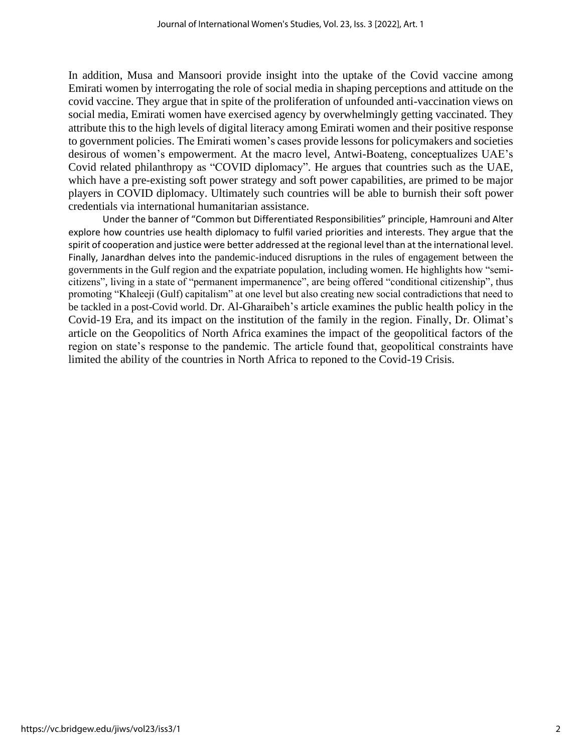In addition, Musa and Mansoori provide insight into the uptake of the Covid vaccine among Emirati women by interrogating the role of social media in shaping perceptions and attitude on the covid vaccine. They argue that in spite of the proliferation of unfounded anti-vaccination views on social media, Emirati women have exercised agency by overwhelmingly getting vaccinated. They attribute this to the high levels of digital literacy among Emirati women and their positive response to government policies. The Emirati women's cases provide lessons for policymakers and societies desirous of women's empowerment. At the macro level, Antwi-Boateng, conceptualizes UAE's Covid related philanthropy as "COVID diplomacy". He argues that countries such as the UAE, which have a pre-existing soft power strategy and soft power capabilities, are primed to be major players in COVID diplomacy. Ultimately such countries will be able to burnish their soft power credentials via international humanitarian assistance.

Under the banner of "Common but Differentiated Responsibilities" principle, Hamrouni and Alter explore how countries use health diplomacy to fulfil varied priorities and interests. They argue that the spirit of cooperation and justice were better addressed at the regional level than at the international level. Finally, Janardhan delves into the pandemic-induced disruptions in the rules of engagement between the governments in the Gulf region and the expatriate population, including women. He highlights how "semi-citizens", living in a state of "permanent impermanence", are being offered "conditional citizenship", thus promoting "Khaleeji (Gulf) capitalism" at one level but also creating new social contradictions that need to be tackled in a post-Covid world. Dr. Al-Gharaibeh's article examines the public health policy in the Covid-19 Era, and its impact on the institution of the family in the region. Finally, Dr. Olimat's article on the Geopolitics of North Africa examines the impact of the geopolitical factors of the region on state's response to the pandemic. The article found that, geopolitical constraints have limited the ability of the countries in North Africa to reponed to the Covid-19 Crisis.